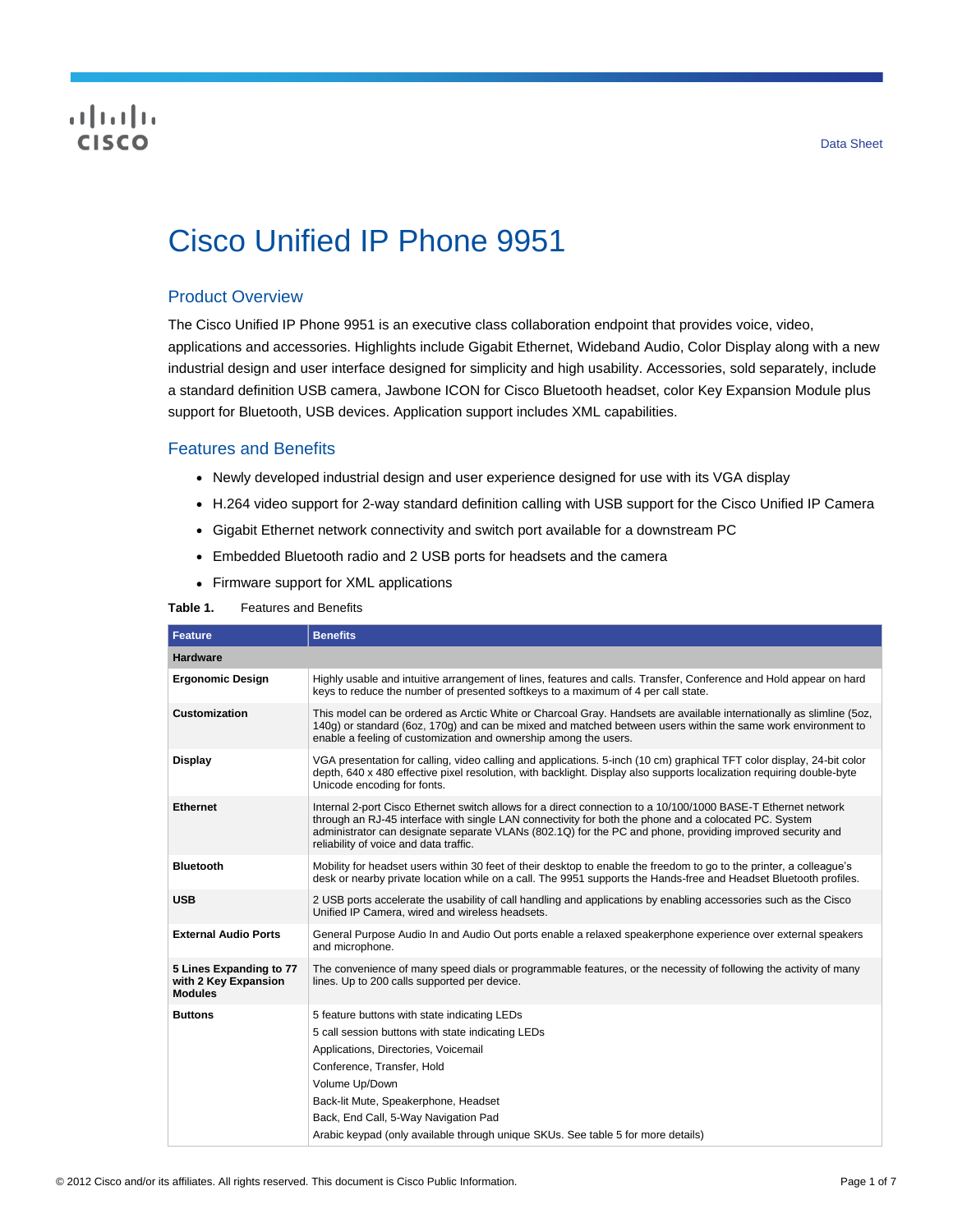Data Sheet

# Cisco Unified IP Phone 9951

## Product Overview

The Cisco Unified IP Phone 9951 is an executive class collaboration endpoint that provides voice, video, applications and accessories. Highlights include Gigabit Ethernet, Wideband Audio, Color Display along with a new industrial design and user interface designed for simplicity and high usability. Accessories, sold separately, include a standard definition USB camera, Jawbone ICON for Cisco Bluetooth headset, color Key Expansion Module plus support for Bluetooth, USB devices. Application support includes XML capabilities.

## Features and Benefits

- Newly developed industrial design and user experience designed for use with its VGA display
- H.264 video support for 2-way standard definition calling with USB support for the Cisco Unified IP Camera
- Gigabit Ethernet network connectivity and switch port available for a downstream PC
- Embedded Bluetooth radio and 2 USB ports for headsets and the camera
- Firmware support for XML applications

**Table 1.** Features and Benefits

| Feature | Benefits |
|---|---|
| **Hardware** | |
| **Ergonomic Design** | Highly usable and intuitive arrangement of lines, features and calls. Transfer, Conference and Hold appear on hard keys to reduce the number of presented softkeys to a maximum of 4 per call state. |
| **Customization** | This model can be ordered as Arctic White or Charcoal Gray. Handsets are available internationally as slimline (5oz, 140g) or standard (6oz, 170g) and can be mixed and matched between users within the same work environment to enable a feeling of customization and ownership among the users. |
| **Display** | VGA presentation for calling, video calling and applications. 5-inch (10 cm) graphical TFT color display, 24-bit color depth, 640 x 480 effective pixel resolution, with backlight. Display also supports localization requiring double-byte Unicode encoding for fonts. |
| **Ethernet** | Internal 2-port Cisco Ethernet switch allows for a direct connection to a 10/100/1000 BASE-T Ethernet network through an RJ-45 interface with single LAN connectivity for both the phone and a colocated PC. System administrator can designate separate VLANs (802.1Q) for the PC and phone, providing improved security and reliability of voice and data traffic. |
| **Bluetooth** | Mobility for headset users within 30 feet of their desktop to enable the freedom to go to the printer, a colleague's desk or nearby private location while on a call. The 9951 supports the Hands-free and Headset Bluetooth profiles. |
| **USB** | 2 USB ports accelerate the usability of call handling and applications by enabling accessories such as the Cisco Unified IP Camera, wired and wireless headsets. |
| **External Audio Ports** | General Purpose Audio In and Audio Out ports enable a relaxed speakerphone experience over external speakers and microphone. |
| **5 Lines Expanding to 77 with 2 Key Expansion Modules** | The convenience of many speed dials or programmable features, or the necessity of following the activity of many lines. Up to 200 calls supported per device. |
| **Buttons** | 5 feature buttons with state indicating LEDs<br>5 call session buttons with state indicating LEDs<br>Applications, Directories, Voicemail<br>Conference, Transfer, Hold<br>Volume Up/Down<br>Back-lit Mute, Speakerphone, Headset<br>Back, End Call, 5-Way Navigation Pad<br>Arabic keypad (only available through unique SKUs. See table 5 for more details) |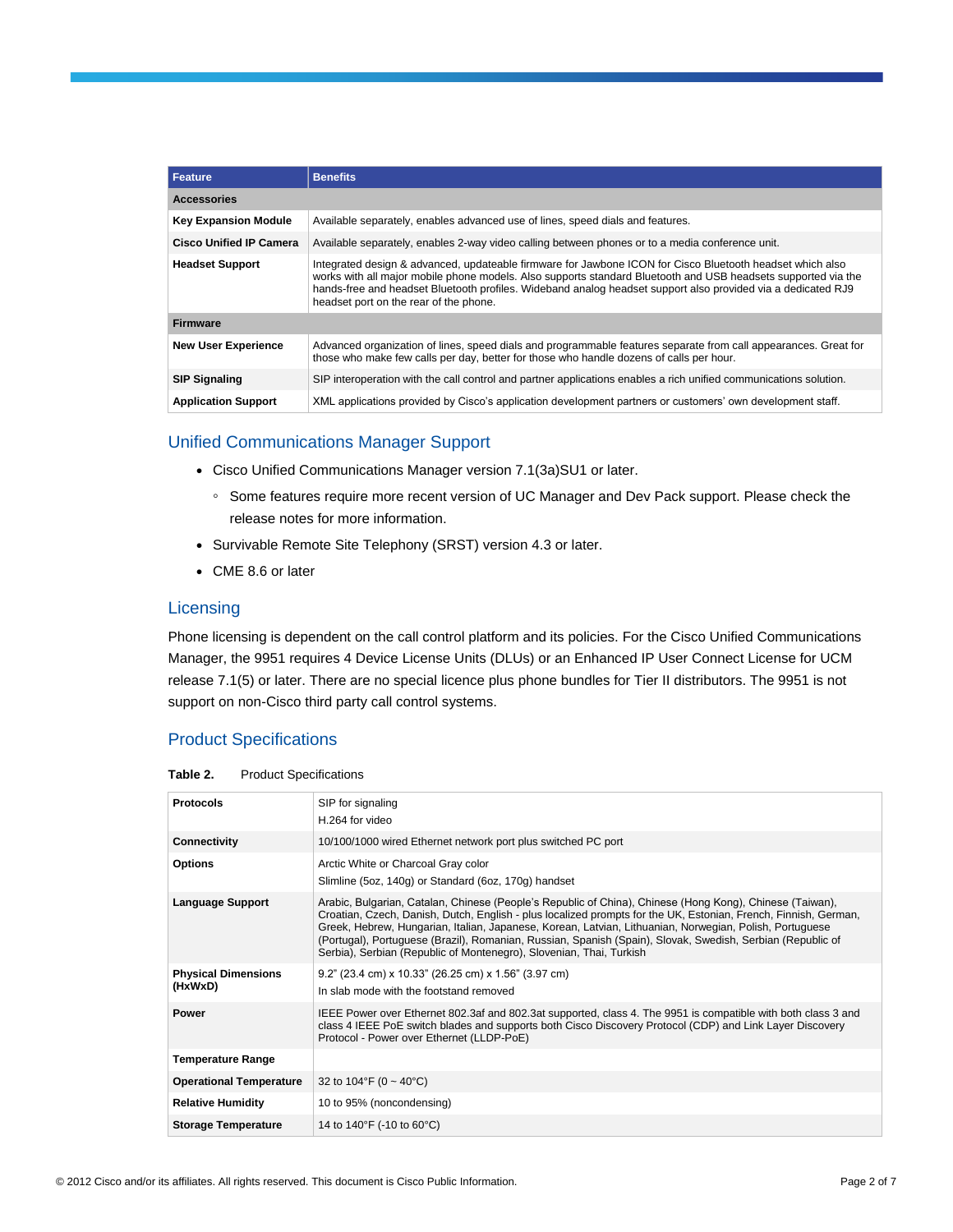| Feature | Benefits |
| --- | --- |
| **Accessories** | |
| **Key Expansion Module** | Available separately, enables advanced use of lines, speed dials and features. |
| **Cisco Unified IP Camera** | Available separately, enables 2-way video calling between phones or to a media conference unit. |
| **Headset Support** | Integrated design & advanced, updateable firmware for Jawbone ICON for Cisco Bluetooth headset which also works with all major mobile phone models. Also supports standard Bluetooth and USB headsets supported via the hands-free and headset Bluetooth profiles. Wideband analog headset support also provided via a dedicated RJ9 headset port on the rear of the phone. |
| **Firmware** | |
| **New User Experience** | Advanced organization of lines, speed dials and programmable features separate from call appearances. Great for those who make few calls per day, better for those who handle dozens of calls per hour. |
| **SIP Signaling** | SIP interoperation with the call control and partner applications enables a rich unified communications solution. |
| **Application Support** | XML applications provided by Cisco's application development partners or customers' own development staff. |

## Unified Communications Manager Support

- Cisco Unified Communications Manager version 7.1(3a)SU1 or later.
  - Some features require more recent version of UC Manager and Dev Pack support. Please check the release notes for more information.
- Survivable Remote Site Telephony (SRST) version 4.3 or later.
- CME 8.6 or later

## Licensing

Phone licensing is dependent on the call control platform and its policies. For the Cisco Unified Communications Manager, the 9951 requires 4 Device License Units (DLUs) or an Enhanced IP User Connect License for UCM release 7.1(5) or later. There are no special licence plus phone bundles for Tier II distributors. The 9951 is not support on non-Cisco third party call control systems.

## Product Specifications

**Table 2.** Product Specifications

| | |
| --- | --- |
| **Protocols** | SIP for signaling<br>H.264 for video |
| **Connectivity** | 10/100/1000 wired Ethernet network port plus switched PC port |
| **Options** | Arctic White or Charcoal Gray color<br>Slimline (5oz, 140g) or Standard (6oz, 170g) handset |
| **Language Support** | Arabic, Bulgarian, Catalan, Chinese (People's Republic of China), Chinese (Hong Kong), Chinese (Taiwan), Croatian, Czech, Danish, Dutch, English - plus localized prompts for the UK, Estonian, French, Finnish, German, Greek, Hebrew, Hungarian, Italian, Japanese, Korean, Latvian, Lithuanian, Norwegian, Polish, Portuguese (Portugal), Portuguese (Brazil), Romanian, Russian, Spanish (Spain), Slovak, Swedish, Serbian (Republic of Serbia), Serbian (Republic of Montenegro), Slovenian, Thai, Turkish |
| **Physical Dimensions (HxWxD)** | 9.2" (23.4 cm) x 10.33" (26.25 cm) x 1.56" (3.97 cm)<br>In slab mode with the footstand removed |
| **Power** | IEEE Power over Ethernet 802.3af and 802.3at supported, class 4. The 9951 is compatible with both class 3 and class 4 IEEE PoE switch blades and supports both Cisco Discovery Protocol (CDP) and Link Layer Discovery Protocol - Power over Ethernet (LLDP-PoE) |
| **Temperature Range** | |
| **Operational Temperature** | 32 to 104°F (0 ~ 40°C) |
| **Relative Humidity** | 10 to 95% (noncondensing) |
| **Storage Temperature** | 14 to 140°F (-10 to 60°C) |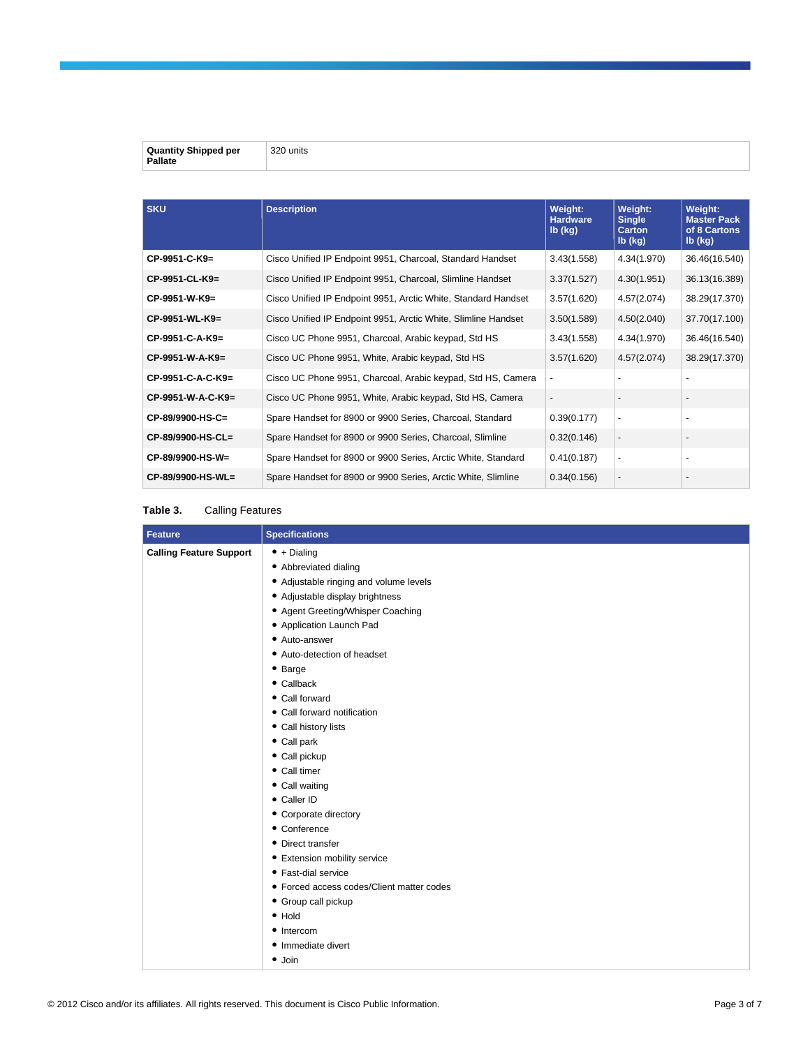| Quantity Shipped per Pallate | 320 units |
|---|---|

| SKU | Description | Weight: Hardware lb (kg) | Weight: Single Carton lb (kg) | Weight: Master Pack of 8 Cartons lb (kg) |
|---|---|---|---|---|
| **CP-9951-C-K9=** | Cisco Unified IP Endpoint 9951, Charcoal, Standard Handset | 3.43(1.558) | 4.34(1.970) | 36.46(16.540) |
| **CP-9951-CL-K9=** | Cisco Unified IP Endpoint 9951, Charcoal, Slimline Handset | 3.37(1.527) | 4.30(1.951) | 36.13(16.389) |
| **CP-9951-W-K9=** | Cisco Unified IP Endpoint 9951, Arctic White, Standard Handset | 3.57(1.620) | 4.57(2.074) | 38.29(17.370) |
| **CP-9951-WL-K9=** | Cisco Unified IP Endpoint 9951, Arctic White, Slimline Handset | 3.50(1.589) | 4.50(2.040) | 37.70(17.100) |
| **CP-9951-C-A-K9=** | Cisco UC Phone 9951, Charcoal, Arabic keypad, Std HS | 3.43(1.558) | 4.34(1.970) | 36.46(16.540) |
| **CP-9951-W-A-K9=** | Cisco UC Phone 9951, White, Arabic keypad, Std HS | 3.57(1.620) | 4.57(2.074) | 38.29(17.370) |
| **CP-9951-C-A-C-K9=** | Cisco UC Phone 9951, Charcoal, Arabic keypad, Std HS, Camera | - | - | - |
| **CP-9951-W-A-C-K9=** | Cisco UC Phone 9951, White, Arabic keypad, Std HS, Camera | - | - | - |
| **CP-89/9900-HS-C=** | Spare Handset for 8900 or 9900 Series, Charcoal, Standard | 0.39(0.177) | - | - |
| **CP-89/9900-HS-CL=** | Spare Handset for 8900 or 9900 Series, Charcoal, Slimline | 0.32(0.146) | - | - |
| **CP-89/9900-HS-W=** | Spare Handset for 8900 or 9900 Series, Arctic White, Standard | 0.41(0.187) | - | - |
| **CP-89/9900-HS-WL=** | Spare Handset for 8900 or 9900 Series, Arctic White, Slimline | 0.34(0.156) | - | - |

**Table 3.** Calling Features

| Feature | Specifications |
|---|---|
| **Calling Feature Support** | • + Dialing<br>• Abbreviated dialing<br>• Adjustable ringing and volume levels<br>• Adjustable display brightness<br>• Agent Greeting/Whisper Coaching<br>• Application Launch Pad<br>• Auto-answer<br>• Auto-detection of headset<br>• Barge<br>• Callback<br>• Call forward<br>• Call forward notification<br>• Call history lists<br>• Call park<br>• Call pickup<br>• Call timer<br>• Call waiting<br>• Caller ID<br>• Corporate directory<br>• Conference<br>• Direct transfer<br>• Extension mobility service<br>• Fast-dial service<br>• Forced access codes/Client matter codes<br>• Group call pickup<br>• Hold<br>• Intercom<br>• Immediate divert<br>• Join |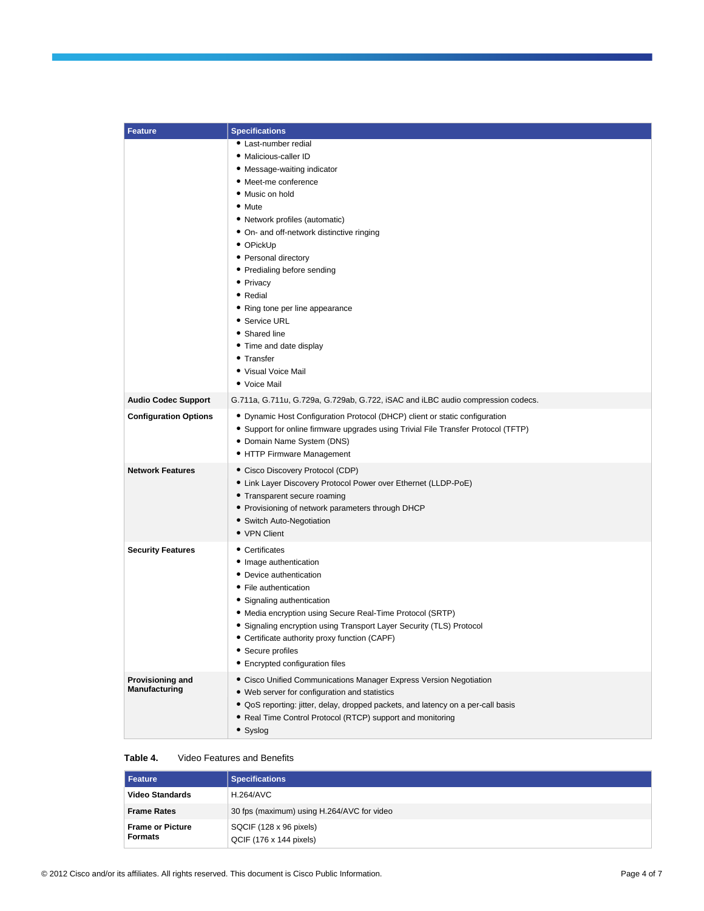| Feature | Specifications |
| --- | --- |
| | • Last-number redial<br>• Malicious-caller ID<br>• Message-waiting indicator<br>• Meet-me conference<br>• Music on hold<br>• Mute<br>• Network profiles (automatic)<br>• On- and off-network distinctive ringing<br>• OPickUp<br>• Personal directory<br>• Predialing before sending<br>• Privacy<br>• Redial<br>• Ring tone per line appearance<br>• Service URL<br>• Shared line<br>• Time and date display<br>• Transfer<br>• Visual Voice Mail<br>• Voice Mail |
| **Audio Codec Support** | G.711a, G.711u, G.729a, G.729ab, G.722, iSAC and iLBC audio compression codecs. |
| **Configuration Options** | • Dynamic Host Configuration Protocol (DHCP) client or static configuration<br>• Support for online firmware upgrades using Trivial File Transfer Protocol (TFTP)<br>• Domain Name System (DNS)<br>• HTTP Firmware Management |
| **Network Features** | • Cisco Discovery Protocol (CDP)<br>• Link Layer Discovery Protocol Power over Ethernet (LLDP-PoE)<br>• Transparent secure roaming<br>• Provisioning of network parameters through DHCP<br>• Switch Auto-Negotiation<br>• VPN Client |
| **Security Features** | • Certificates<br>• Image authentication<br>• Device authentication<br>• File authentication<br>• Signaling authentication<br>• Media encryption using Secure Real-Time Protocol (SRTP)<br>• Signaling encryption using Transport Layer Security (TLS) Protocol<br>• Certificate authority proxy function (CAPF)<br>• Secure profiles<br>• Encrypted configuration files |
| **Provisioning and Manufacturing** | • Cisco Unified Communications Manager Express Version Negotiation<br>• Web server for configuration and statistics<br>• QoS reporting: jitter, delay, dropped packets, and latency on a per-call basis<br>• Real Time Control Protocol (RTCP) support and monitoring<br>• Syslog |

**Table 4.** Video Features and Benefits

| Feature | Specifications |
| --- | --- |
| **Video Standards** | H.264/AVC |
| **Frame Rates** | 30 fps (maximum) using H.264/AVC for video |
| **Frame or Picture Formats** | SQCIF (128 x 96 pixels)<br>QCIF (176 x 144 pixels) |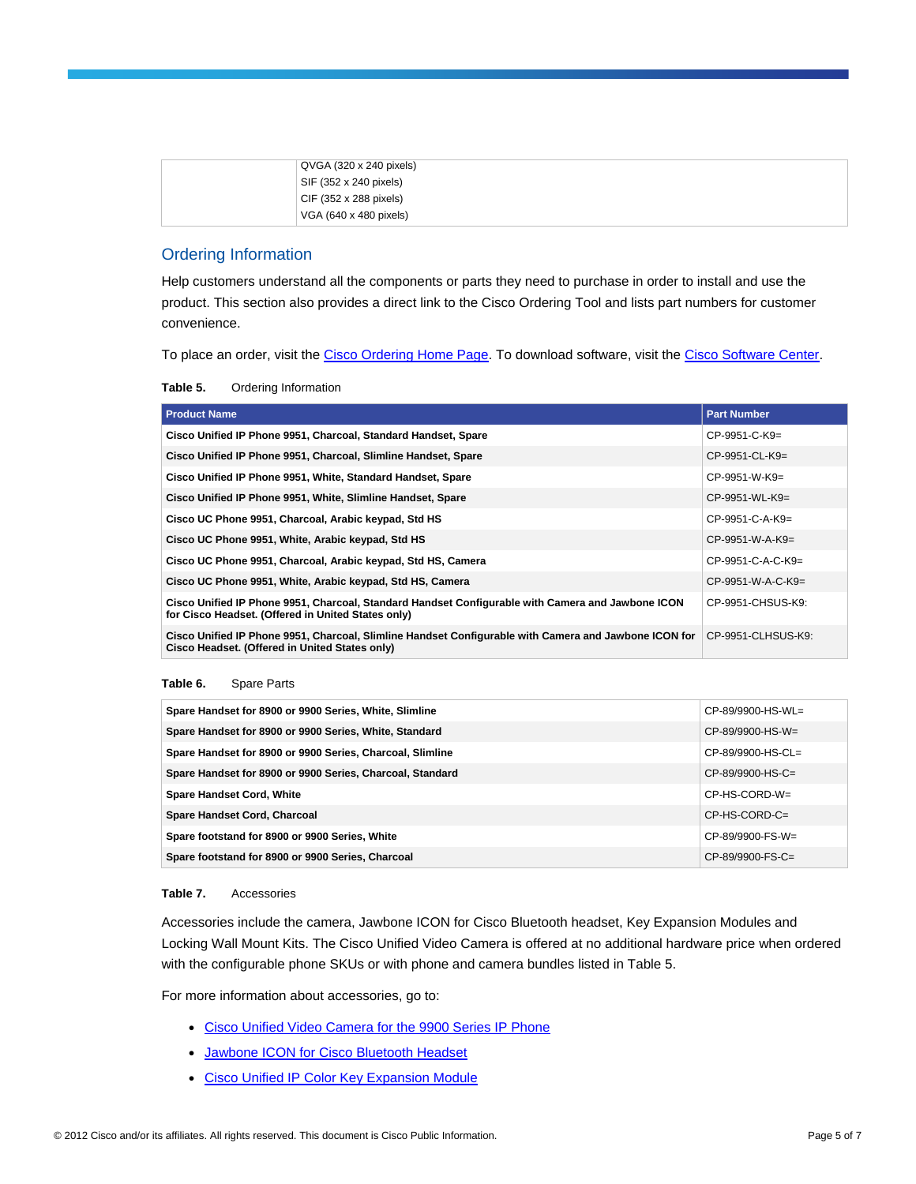| | QVGA (320 x 240 pixels)<br>SIF (352 x 240 pixels)<br>CIF (352 x 288 pixels)<br>VGA (640 x 480 pixels) |
| --- | --- |

## Ordering Information

Help customers understand all the components or parts they need to purchase in order to install and use the product. This section also provides a direct link to the Cisco Ordering Tool and lists part numbers for customer convenience.

To place an order, visit the Cisco Ordering Home Page. To download software, visit the Cisco Software Center.

**Table 5.** Ordering Information

| Product Name | Part Number |
| --- | --- |
| **Cisco Unified IP Phone 9951, Charcoal, Standard Handset, Spare** | CP-9951-C-K9= |
| **Cisco Unified IP Phone 9951, Charcoal, Slimline Handset, Spare** | CP-9951-CL-K9= |
| **Cisco Unified IP Phone 9951, White, Standard Handset, Spare** | CP-9951-W-K9= |
| **Cisco Unified IP Phone 9951, White, Slimline Handset, Spare** | CP-9951-WL-K9= |
| **Cisco UC Phone 9951, Charcoal, Arabic keypad, Std HS** | CP-9951-C-A-K9= |
| **Cisco UC Phone 9951, White, Arabic keypad, Std HS** | CP-9951-W-A-K9= |
| **Cisco UC Phone 9951, Charcoal, Arabic keypad, Std HS, Camera** | CP-9951-C-A-C-K9= |
| **Cisco UC Phone 9951, White, Arabic keypad, Std HS, Camera** | CP-9951-W-A-C-K9= |
| **Cisco Unified IP Phone 9951, Charcoal, Standard Handset Configurable with Camera and Jawbone ICON for Cisco Headset. (Offered in United States only)** | CP-9951-CHSUS-K9: |
| **Cisco Unified IP Phone 9951, Charcoal, Slimline Handset Configurable with Camera and Jawbone ICON for Cisco Headset. (Offered in United States only)** | CP-9951-CLHSUS-K9: |

**Table 6.** Spare Parts

| | |
| --- | --- |
| **Spare Handset for 8900 or 9900 Series, White, Slimline** | CP-89/9900-HS-WL= |
| **Spare Handset for 8900 or 9900 Series, White, Standard** | CP-89/9900-HS-W= |
| **Spare Handset for 8900 or 9900 Series, Charcoal, Slimline** | CP-89/9900-HS-CL= |
| **Spare Handset for 8900 or 9900 Series, Charcoal, Standard** | CP-89/9900-HS-C= |
| **Spare Handset Cord, White** | CP-HS-CORD-W= |
| **Spare Handset Cord, Charcoal** | CP-HS-CORD-C= |
| **Spare footstand for 8900 or 9900 Series, White** | CP-89/9900-FS-W= |
| **Spare footstand for 8900 or 9900 Series, Charcoal** | CP-89/9900-FS-C= |

**Table 7.** Accessories

Accessories include the camera, Jawbone ICON for Cisco Bluetooth headset, Key Expansion Modules and Locking Wall Mount Kits. The Cisco Unified Video Camera is offered at no additional hardware price when ordered with the configurable phone SKUs or with phone and camera bundles listed in Table 5.

For more information about accessories, go to:

- Cisco Unified Video Camera for the 9900 Series IP Phone
- Jawbone ICON for Cisco Bluetooth Headset
- Cisco Unified IP Color Key Expansion Module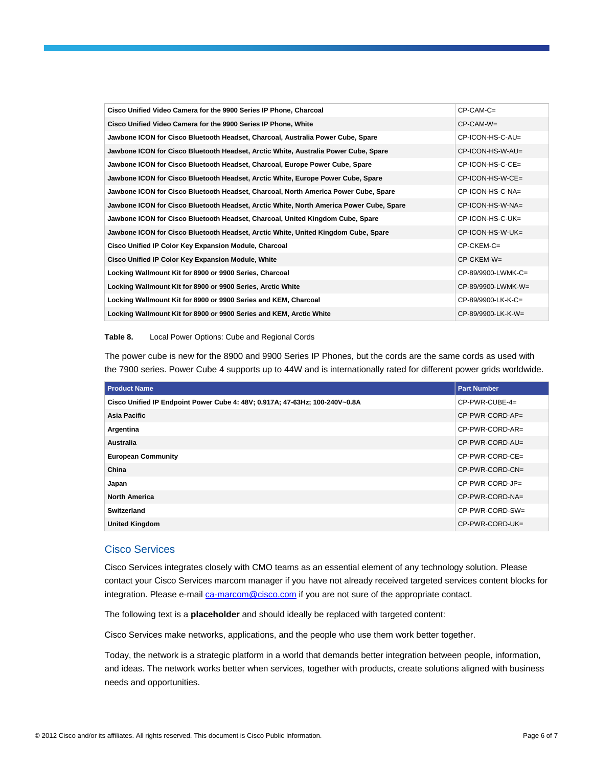| | |
|---|---|
| **Cisco Unified Video Camera for the 9900 Series IP Phone, Charcoal** | CP-CAM-C= |
| **Cisco Unified Video Camera for the 9900 Series IP Phone, White** | CP-CAM-W= |
| **Jawbone ICON for Cisco Bluetooth Headset, Charcoal, Australia Power Cube, Spare** | CP-ICON-HS-C-AU= |
| **Jawbone ICON for Cisco Bluetooth Headset, Arctic White, Australia Power Cube, Spare** | CP-ICON-HS-W-AU= |
| **Jawbone ICON for Cisco Bluetooth Headset, Charcoal, Europe Power Cube, Spare** | CP-ICON-HS-C-CE= |
| **Jawbone ICON for Cisco Bluetooth Headset, Arctic White, Europe Power Cube, Spare** | CP-ICON-HS-W-CE= |
| **Jawbone ICON for Cisco Bluetooth Headset, Charcoal, North America Power Cube, Spare** | CP-ICON-HS-C-NA= |
| **Jawbone ICON for Cisco Bluetooth Headset, Arctic White, North America Power Cube, Spare** | CP-ICON-HS-W-NA= |
| **Jawbone ICON for Cisco Bluetooth Headset, Charcoal, United Kingdom Cube, Spare** | CP-ICON-HS-C-UK= |
| **Jawbone ICON for Cisco Bluetooth Headset, Arctic White, United Kingdom Cube, Spare** | CP-ICON-HS-W-UK= |
| **Cisco Unified IP Color Key Expansion Module, Charcoal** | CP-CKEM-C= |
| **Cisco Unified IP Color Key Expansion Module, White** | CP-CKEM-W= |
| **Locking Wallmount Kit for 8900 or 9900 Series, Charcoal** | CP-89/9900-LWMK-C= |
| **Locking Wallmount Kit for 8900 or 9900 Series, Arctic White** | CP-89/9900-LWMK-W= |
| **Locking Wallmount Kit for 8900 or 9900 Series and KEM, Charcoal** | CP-89/9900-LK-K-C= |
| **Locking Wallmount Kit for 8900 or 9900 Series and KEM, Arctic White** | CP-89/9900-LK-K-W= |

**Table 8.** Local Power Options: Cube and Regional Cords

The power cube is new for the 8900 and 9900 Series IP Phones, but the cords are the same cords as used with the 7900 series. Power Cube 4 supports up to 44W and is internationally rated for different power grids worldwide.

| Product Name | Part Number |
|---|---|
| **Cisco Unified IP Endpoint Power Cube 4: 48V; 0.917A; 47-63Hz; 100-240V~0.8A** | CP-PWR-CUBE-4= |
| **Asia Pacific** | CP-PWR-CORD-AP= |
| **Argentina** | CP-PWR-CORD-AR= |
| **Australia** | CP-PWR-CORD-AU= |
| **European Community** | CP-PWR-CORD-CE= |
| **China** | CP-PWR-CORD-CN= |
| **Japan** | CP-PWR-CORD-JP= |
| **North America** | CP-PWR-CORD-NA= |
| **Switzerland** | CP-PWR-CORD-SW= |
| **United Kingdom** | CP-PWR-CORD-UK= |

## Cisco Services

Cisco Services integrates closely with CMO teams as an essential element of any technology solution. Please contact your Cisco Services marcom manager if you have not already received targeted services content blocks for integration. Please e-mail ca-marcom@cisco.com if you are not sure of the appropriate contact.

The following text is a **placeholder** and should ideally be replaced with targeted content:

Cisco Services make networks, applications, and the people who use them work better together.

Today, the network is a strategic platform in a world that demands better integration between people, information, and ideas. The network works better when services, together with products, create solutions aligned with business needs and opportunities.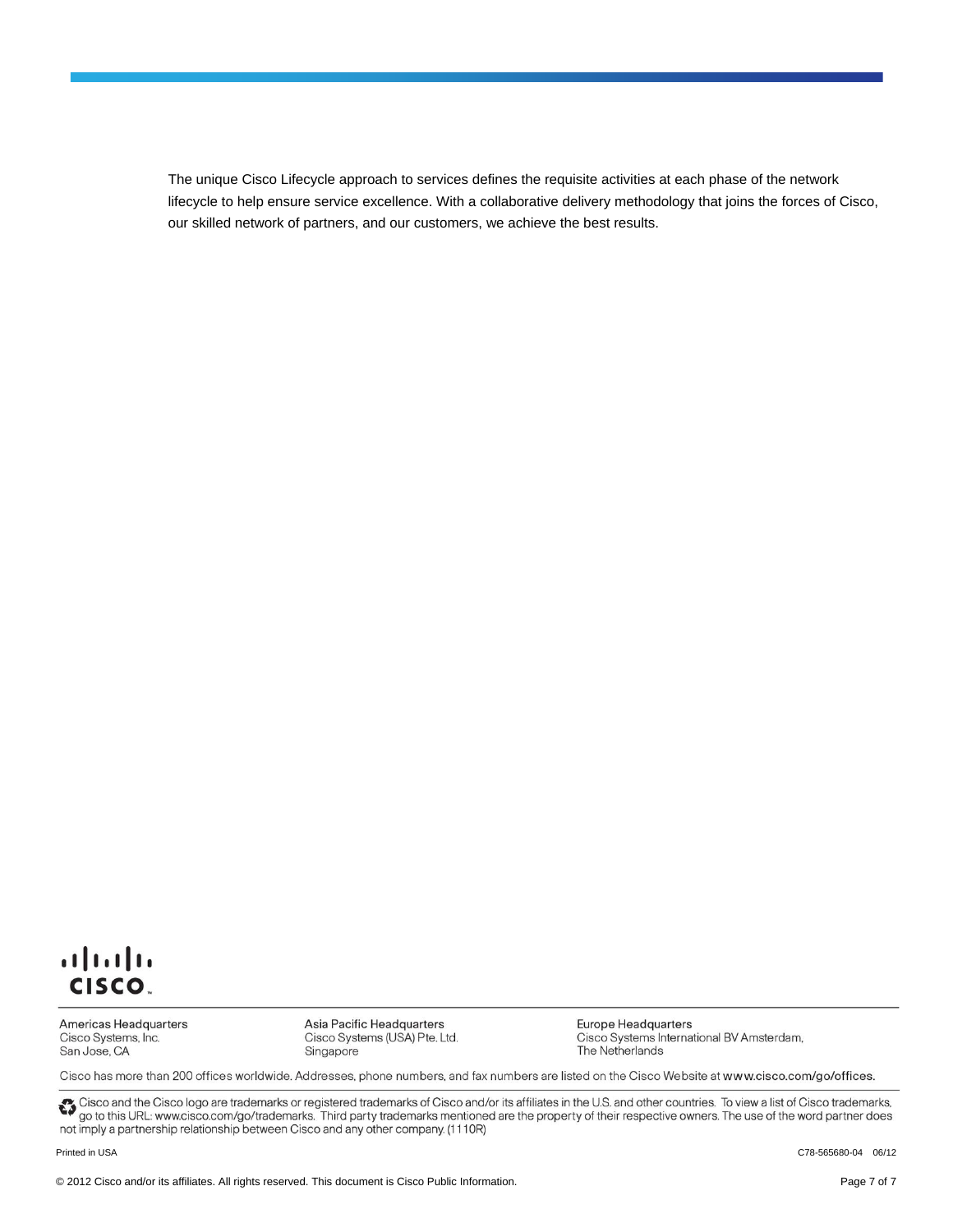The unique Cisco Lifecycle approach to services defines the requisite activities at each phase of the network lifecycle to help ensure service excellence. With a collaborative delivery methodology that joins the forces of Cisco, our skilled network of partners, and our customers, we achieve the best results.

Americas Headquarters
Cisco Systems, Inc.
San Jose, CA

Asia Pacific Headquarters
Cisco Systems (USA) Pte. Ltd.
Singapore

Europe Headquarters
Cisco Systems International BV Amsterdam,
The Netherlands

Cisco has more than 200 offices worldwide. Addresses, phone numbers, and fax numbers are listed on the Cisco Website at www.cisco.com/go/offices.

Cisco and the Cisco logo are trademarks or registered trademarks of Cisco and/or its affiliates in the U.S. and other countries. To view a list of Cisco trademarks, go to this URL: www.cisco.com/go/trademarks. Third party trademarks mentioned are the property of their respective owners. The use of the word partner does not imply a partnership relationship between Cisco and any other company. (1110R)

Printed in USA C78-565680-04 06/12

© 2012 Cisco and/or its affiliates. All rights reserved. This document is Cisco Public Information.